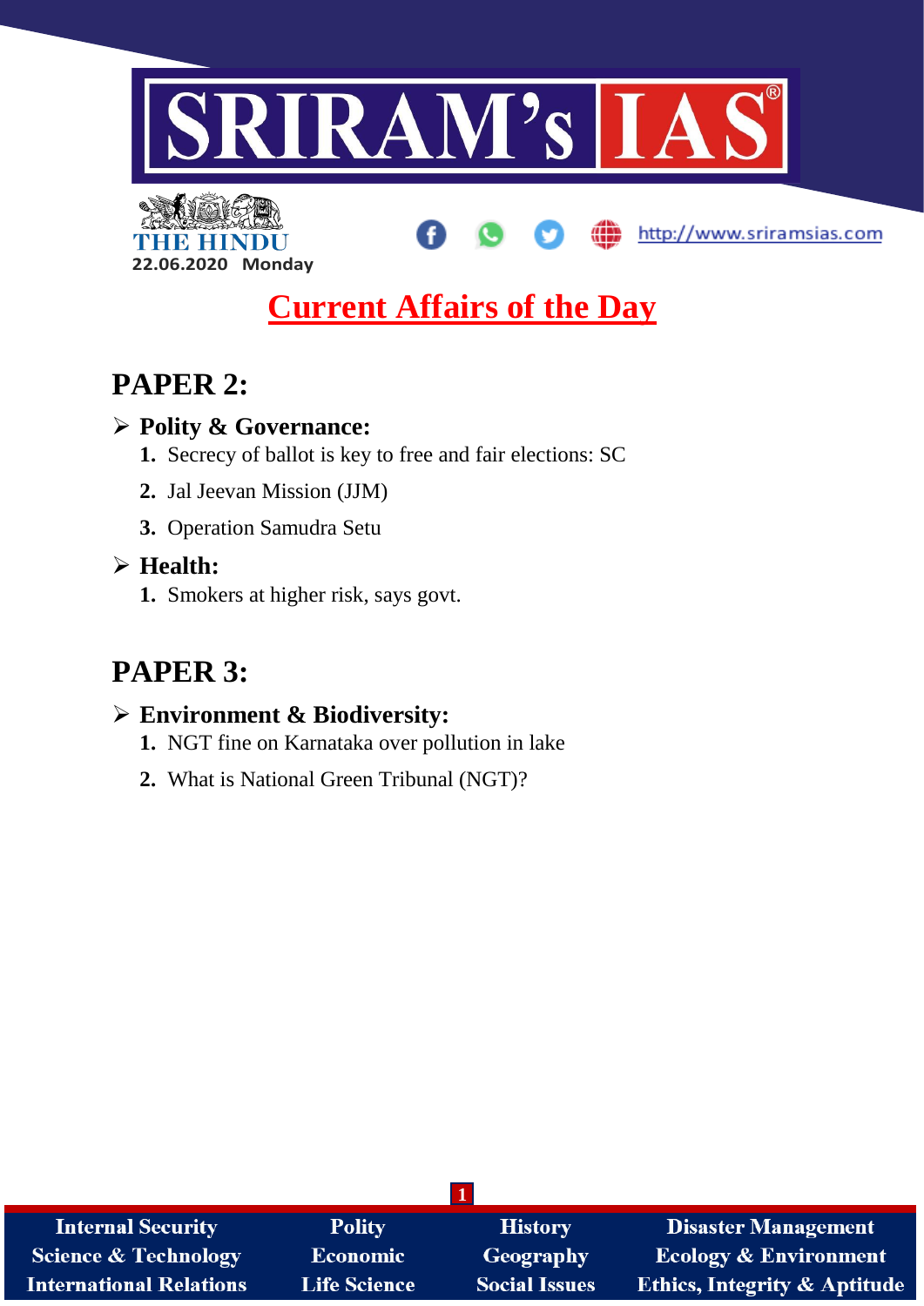22.06.2020 Monday

# Current Affairs of the Day

## PAPER 2:

### Polity & Governance:

1. Secrecy of ballot is key to free and fair elections: SC
2. Jal Jeevan Mission (JJM)
3. Operation Samudra Setu

### Health:

1. Smokers at higher risk, says govt.

## PAPER 3:

### Environment & Biodiversity:

1. NGT fine on Karnataka over pollution in lake
2. What is National Green Tribunal (NGT)?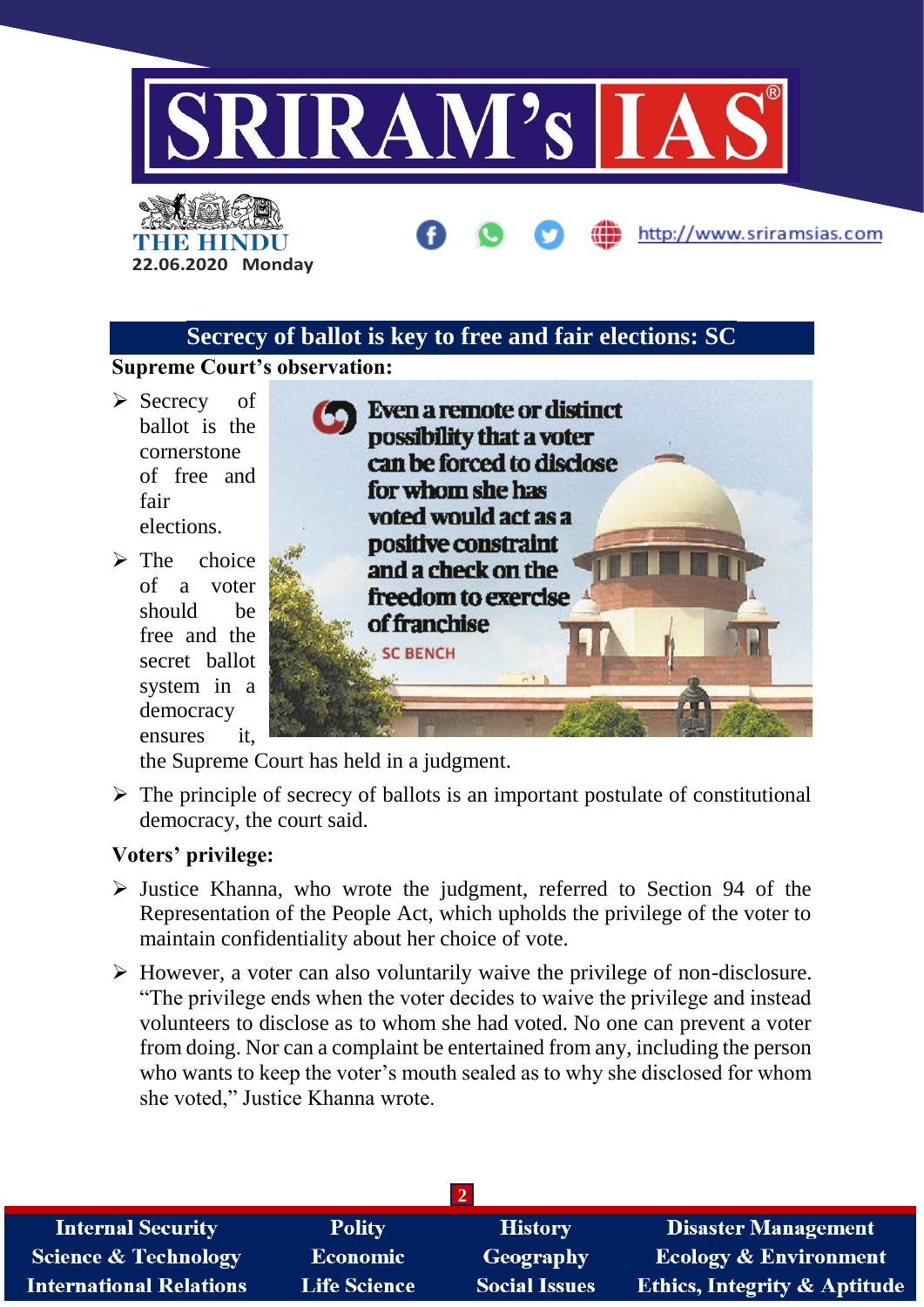# Secrecy of ballot is key to free and fair elections: SC

**Supreme Court's observation:**

- Secrecy of ballot is the cornerstone of free and fair elections.
- The choice of a voter should be free and the secret ballot system in a democracy ensures it, the Supreme Court has held in a judgment.

Even a remote or distinct possibility that a voter can be forced to disclose for whom she has voted would act as a positive constraint and a check on the freedom to exercise of franchise

SC BENCH

- The principle of secrecy of ballots is an important postulate of constitutional democracy, the court said.

**Voters' privilege:**

- Justice Khanna, who wrote the judgment, referred to Section 94 of the Representation of the People Act, which upholds the privilege of the voter to maintain confidentiality about her choice of vote.
- However, a voter can also voluntarily waive the privilege of non-disclosure. "The privilege ends when the voter decides to waive the privilege and instead volunteers to disclose as to whom she had voted. No one can prevent a voter from doing. Nor can a complaint be entertained from any, including the person who wants to keep the voter's mouth sealed as to why she disclosed for whom she voted," Justice Khanna wrote.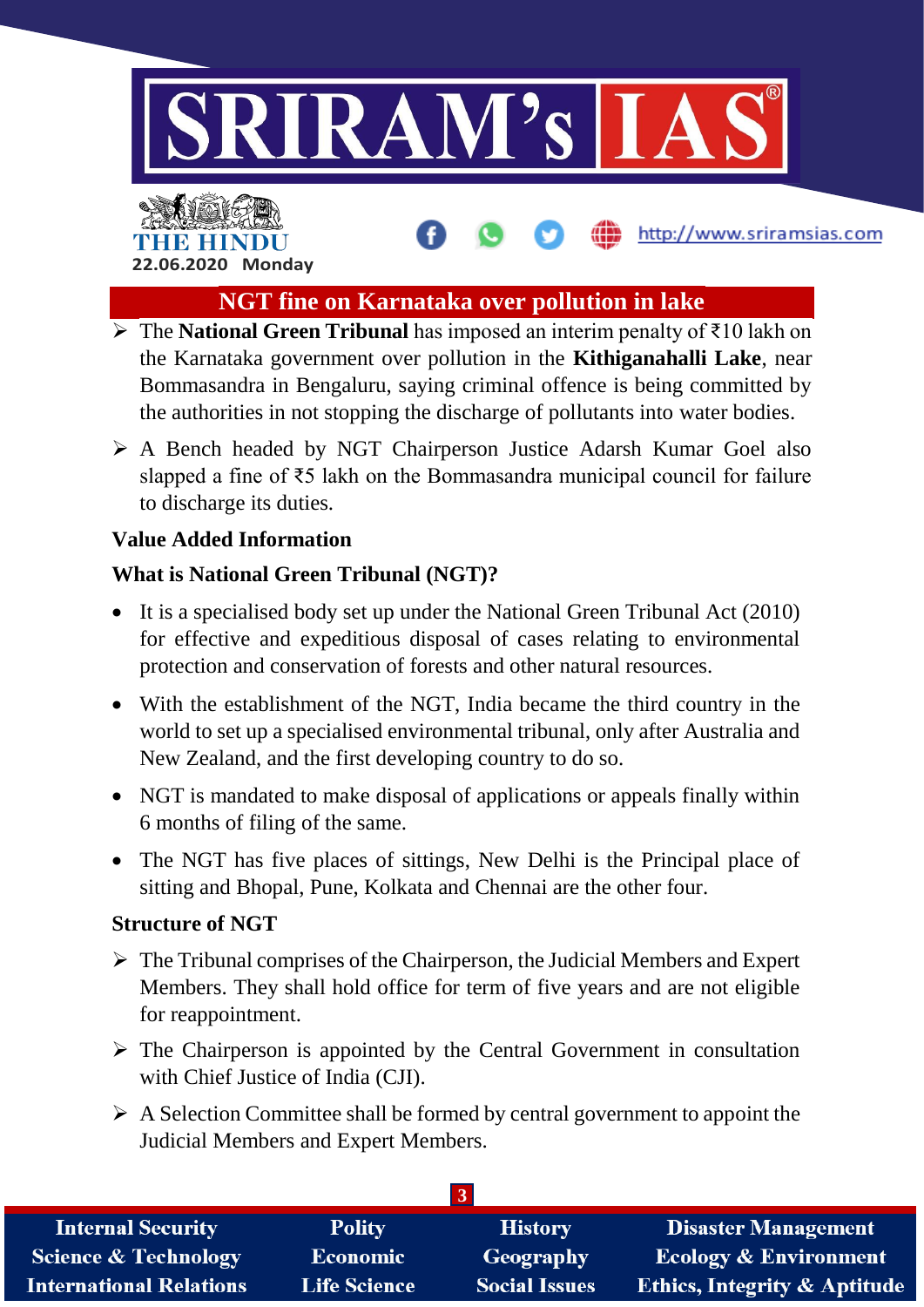## NGT fine on Karnataka over pollution in lake

- The **National Green Tribunal** has imposed an interim penalty of ₹10 lakh on the Karnataka government over pollution in the **Kithiganahalli Lake**, near Bommasandra in Bengaluru, saying criminal offence is being committed by the authorities in not stopping the discharge of pollutants into water bodies.
- A Bench headed by NGT Chairperson Justice Adarsh Kumar Goel also slapped a fine of ₹5 lakh on the Bommasandra municipal council for failure to discharge its duties.

**Value Added Information**

**What is National Green Tribunal (NGT)?**

- It is a specialised body set up under the National Green Tribunal Act (2010) for effective and expeditious disposal of cases relating to environmental protection and conservation of forests and other natural resources.
- With the establishment of the NGT, India became the third country in the world to set up a specialised environmental tribunal, only after Australia and New Zealand, and the first developing country to do so.
- NGT is mandated to make disposal of applications or appeals finally within 6 months of filing of the same.
- The NGT has five places of sittings, New Delhi is the Principal place of sitting and Bhopal, Pune, Kolkata and Chennai are the other four.

**Structure of NGT**

- The Tribunal comprises of the Chairperson, the Judicial Members and Expert Members. They shall hold office for term of five years and are not eligible for reappointment.
- The Chairperson is appointed by the Central Government in consultation with Chief Justice of India (CJI).
- A Selection Committee shall be formed by central government to appoint the Judicial Members and Expert Members.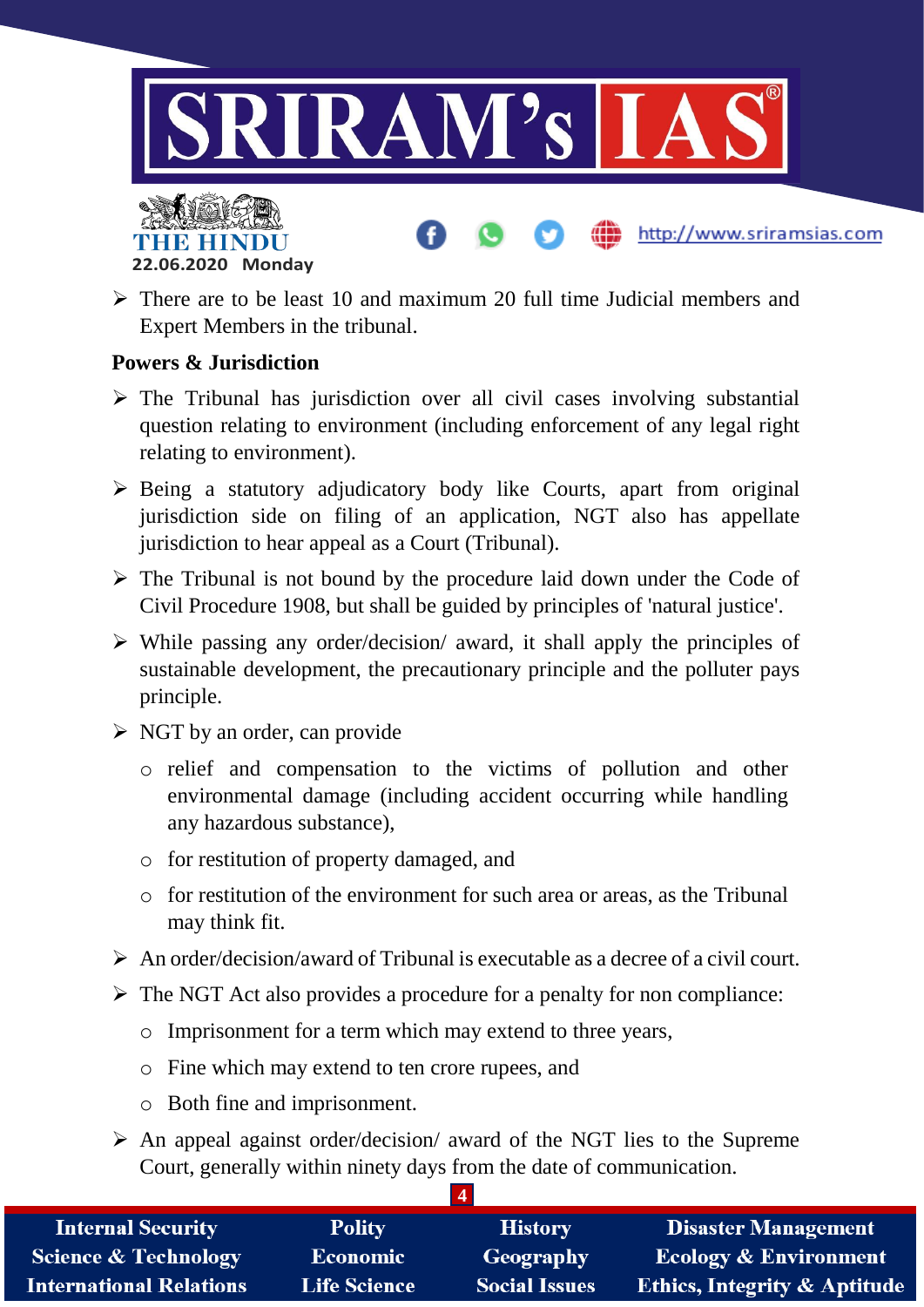- There are to be least 10 and maximum 20 full time Judicial members and Expert Members in the tribunal.

**Powers & Jurisdiction**

- The Tribunal has jurisdiction over all civil cases involving substantial question relating to environment (including enforcement of any legal right relating to environment).
- Being a statutory adjudicatory body like Courts, apart from original jurisdiction side on filing of an application, NGT also has appellate jurisdiction to hear appeal as a Court (Tribunal).
- The Tribunal is not bound by the procedure laid down under the Code of Civil Procedure 1908, but shall be guided by principles of 'natural justice'.
- While passing any order/decision/ award, it shall apply the principles of sustainable development, the precautionary principle and the polluter pays principle.
- NGT by an order, can provide
  - relief and compensation to the victims of pollution and other environmental damage (including accident occurring while handling any hazardous substance),
  - for restitution of property damaged, and
  - for restitution of the environment for such area or areas, as the Tribunal may think fit.
- An order/decision/award of Tribunal is executable as a decree of a civil court.
- The NGT Act also provides a procedure for a penalty for non compliance:
  - Imprisonment for a term which may extend to three years,
  - Fine which may extend to ten crore rupees, and
  - Both fine and imprisonment.
- An appeal against order/decision/ award of the NGT lies to the Supreme Court, generally within ninety days from the date of communication.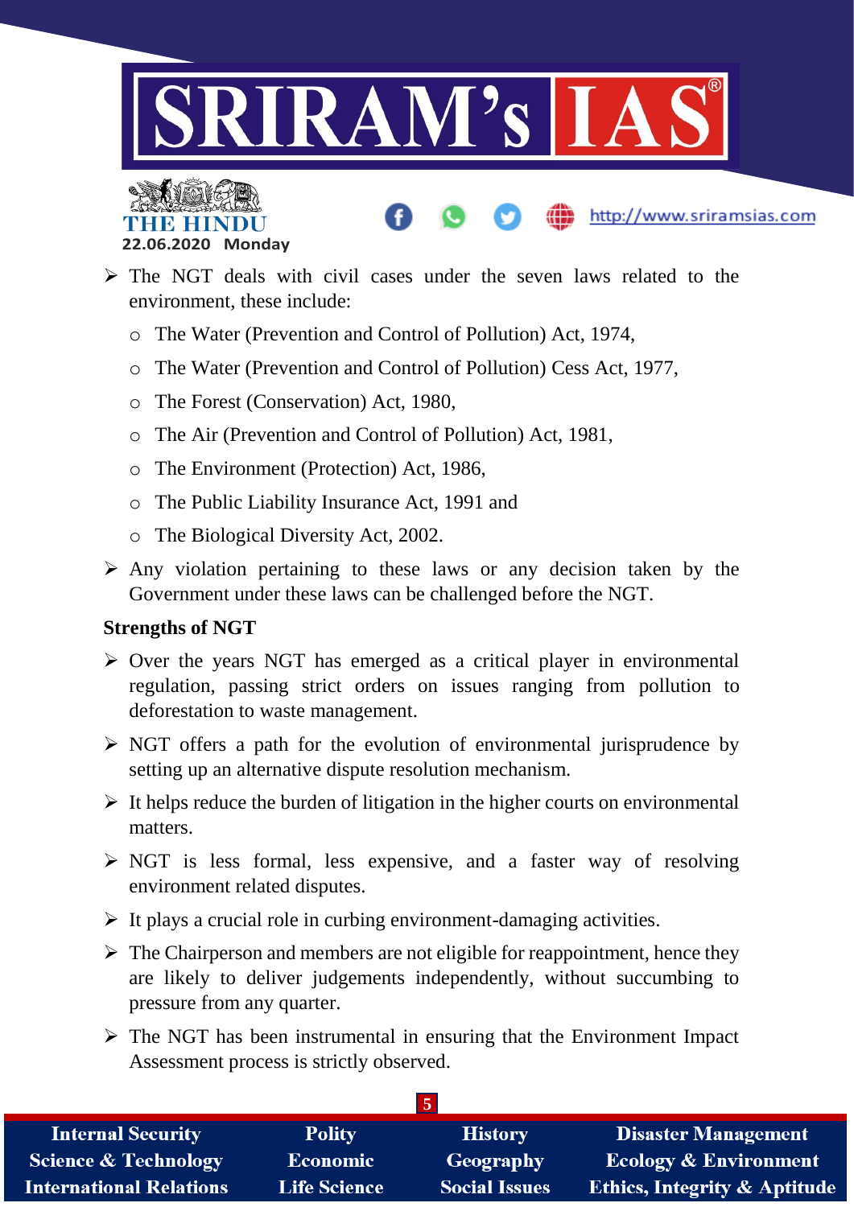- The NGT deals with civil cases under the seven laws related to the environment, these include:
  - The Water (Prevention and Control of Pollution) Act, 1974,
  - The Water (Prevention and Control of Pollution) Cess Act, 1977,
  - The Forest (Conservation) Act, 1980,
  - The Air (Prevention and Control of Pollution) Act, 1981,
  - The Environment (Protection) Act, 1986,
  - The Public Liability Insurance Act, 1991 and
  - The Biological Diversity Act, 2002.
- Any violation pertaining to these laws or any decision taken by the Government under these laws can be challenged before the NGT.

**Strengths of NGT**

- Over the years NGT has emerged as a critical player in environmental regulation, passing strict orders on issues ranging from pollution to deforestation to waste management.
- NGT offers a path for the evolution of environmental jurisprudence by setting up an alternative dispute resolution mechanism.
- It helps reduce the burden of litigation in the higher courts on environmental matters.
- NGT is less formal, less expensive, and a faster way of resolving environment related disputes.
- It plays a crucial role in curbing environment-damaging activities.
- The Chairperson and members are not eligible for reappointment, hence they are likely to deliver judgements independently, without succumbing to pressure from any quarter.
- The NGT has been instrumental in ensuring that the Environment Impact Assessment process is strictly observed.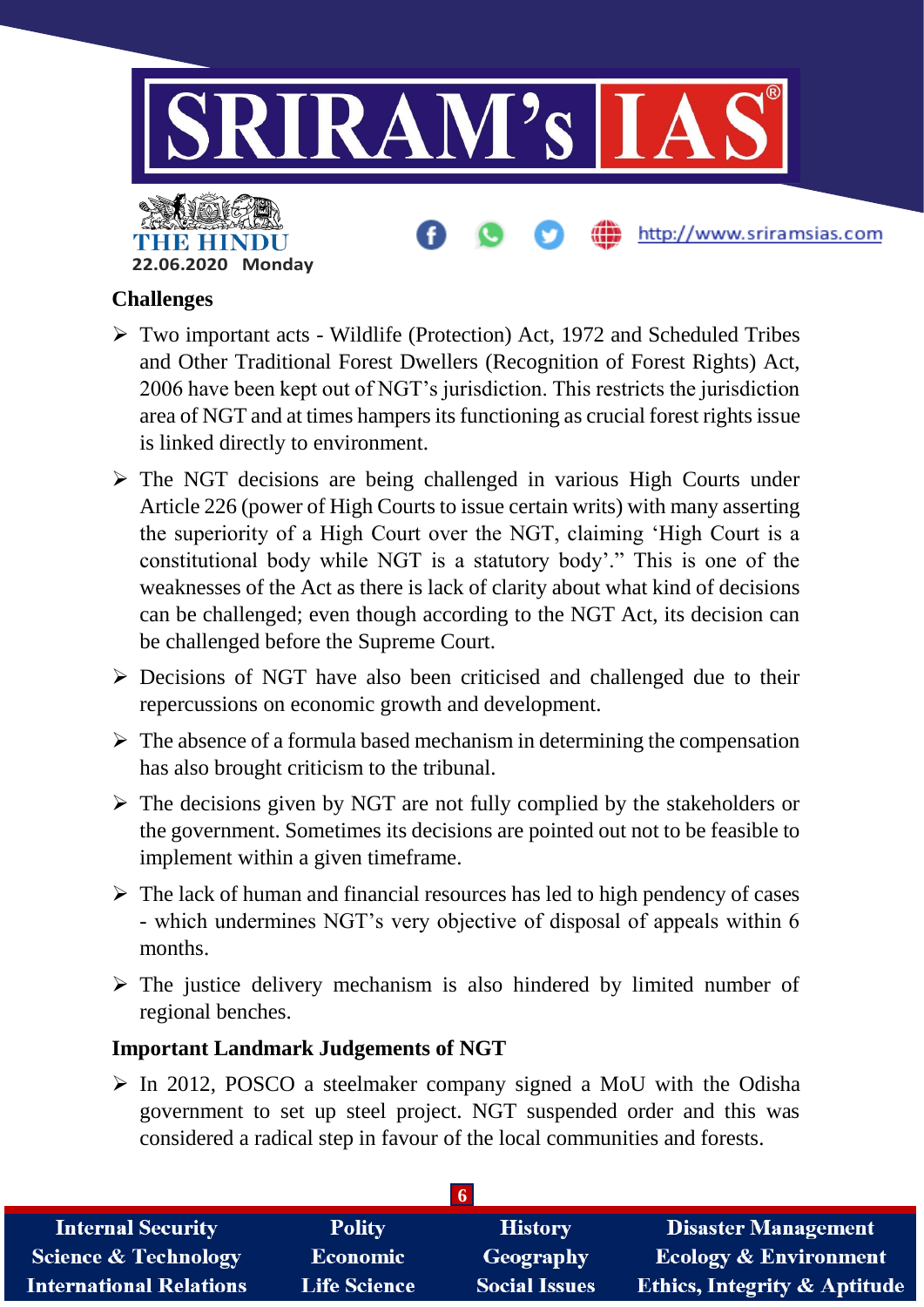**Challenges**

- Two important acts - Wildlife (Protection) Act, 1972 and Scheduled Tribes and Other Traditional Forest Dwellers (Recognition of Forest Rights) Act, 2006 have been kept out of NGT's jurisdiction. This restricts the jurisdiction area of NGT and at times hampers its functioning as crucial forest rights issue is linked directly to environment.
- The NGT decisions are being challenged in various High Courts under Article 226 (power of High Courts to issue certain writs) with many asserting the superiority of a High Court over the NGT, claiming 'High Court is a constitutional body while NGT is a statutory body'." This is one of the weaknesses of the Act as there is lack of clarity about what kind of decisions can be challenged; even though according to the NGT Act, its decision can be challenged before the Supreme Court.
- Decisions of NGT have also been criticised and challenged due to their repercussions on economic growth and development.
- The absence of a formula based mechanism in determining the compensation has also brought criticism to the tribunal.
- The decisions given by NGT are not fully complied by the stakeholders or the government. Sometimes its decisions are pointed out not to be feasible to implement within a given timeframe.
- The lack of human and financial resources has led to high pendency of cases - which undermines NGT's very objective of disposal of appeals within 6 months.
- The justice delivery mechanism is also hindered by limited number of regional benches.

**Important Landmark Judgements of NGT**

- In 2012, POSCO a steelmaker company signed a MoU with the Odisha government to set up steel project. NGT suspended order and this was considered a radical step in favour of the local communities and forests.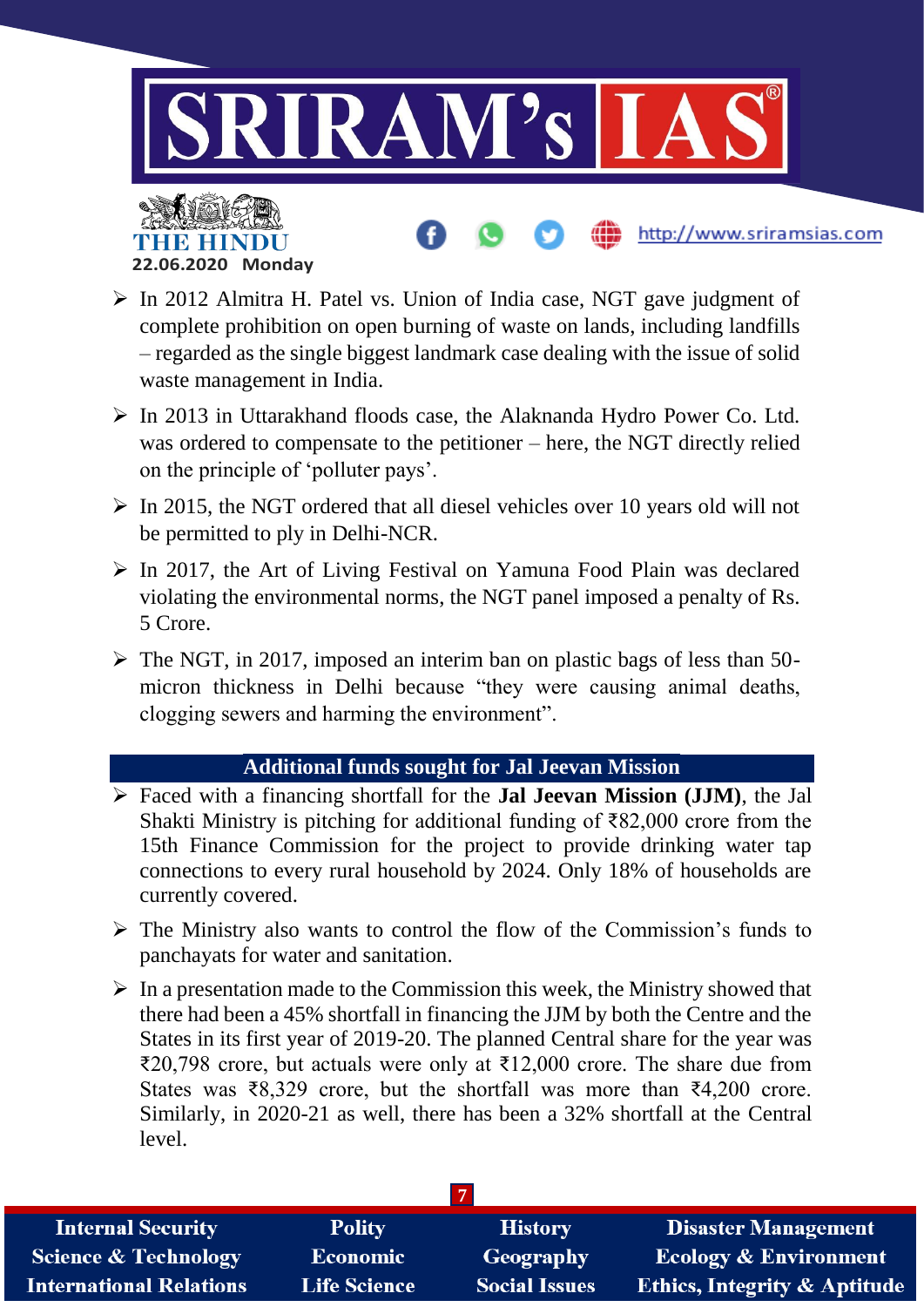- In 2012 Almitra H. Patel vs. Union of India case, NGT gave judgment of complete prohibition on open burning of waste on lands, including landfills – regarded as the single biggest landmark case dealing with the issue of solid waste management in India.
- In 2013 in Uttarakhand floods case, the Alaknanda Hydro Power Co. Ltd. was ordered to compensate to the petitioner – here, the NGT directly relied on the principle of 'polluter pays'.
- In 2015, the NGT ordered that all diesel vehicles over 10 years old will not be permitted to ply in Delhi-NCR.
- In 2017, the Art of Living Festival on Yamuna Food Plain was declared violating the environmental norms, the NGT panel imposed a penalty of Rs. 5 Crore.
- The NGT, in 2017, imposed an interim ban on plastic bags of less than 50-micron thickness in Delhi because "they were causing animal deaths, clogging sewers and harming the environment".

## Additional funds sought for Jal Jeevan Mission

- Faced with a financing shortfall for the **Jal Jeevan Mission (JJM)**, the Jal Shakti Ministry is pitching for additional funding of ₹82,000 crore from the 15th Finance Commission for the project to provide drinking water tap connections to every rural household by 2024. Only 18% of households are currently covered.
- The Ministry also wants to control the flow of the Commission's funds to panchayats for water and sanitation.
- In a presentation made to the Commission this week, the Ministry showed that there had been a 45% shortfall in financing the JJM by both the Centre and the States in its first year of 2019-20. The planned Central share for the year was ₹20,798 crore, but actuals were only at ₹12,000 crore. The share due from States was ₹8,329 crore, but the shortfall was more than ₹4,200 crore. Similarly, in 2020-21 as well, there has been a 32% shortfall at the Central level.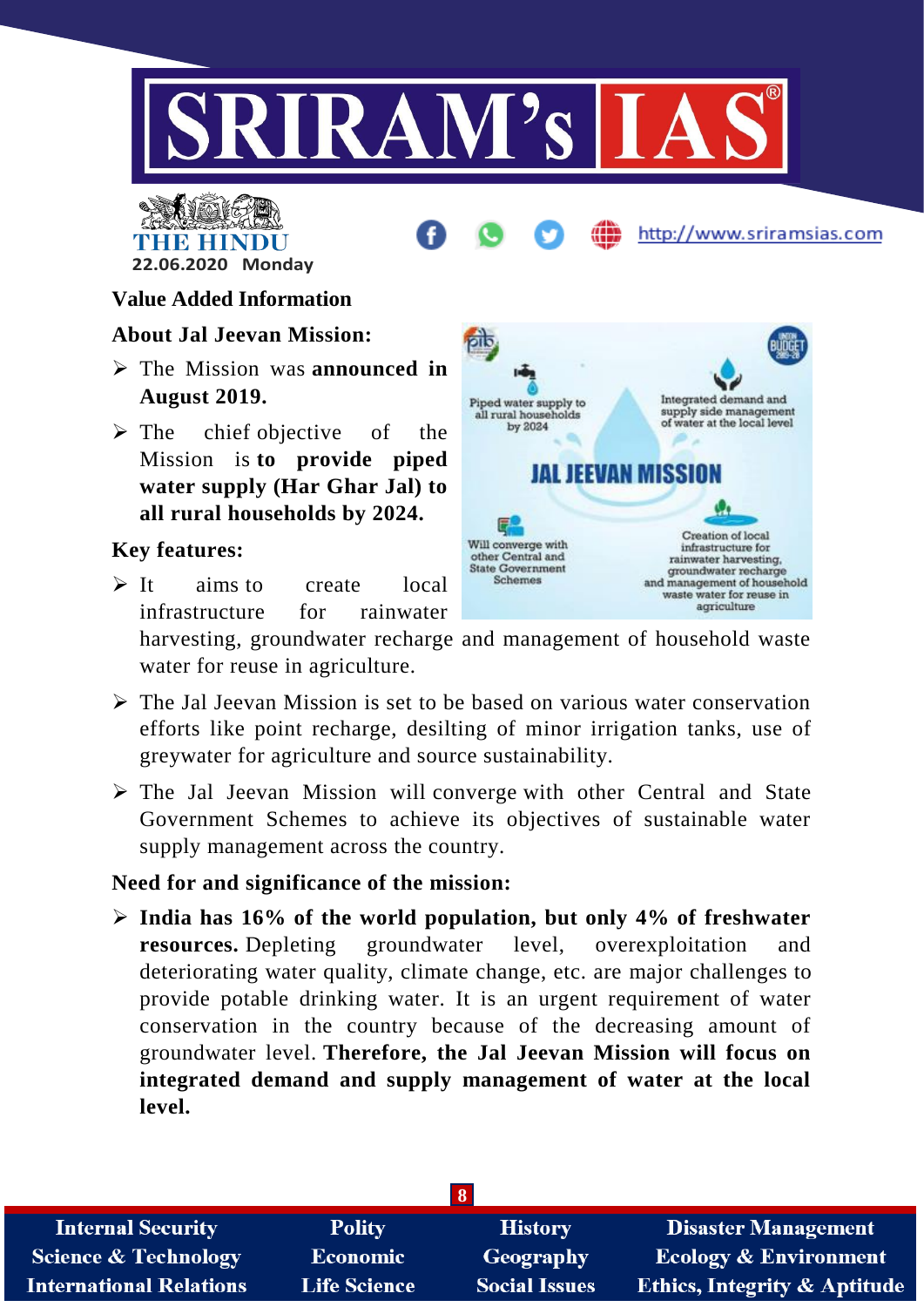### Value Added Information

### About Jal Jeevan Mission:

- The Mission was **announced in August 2019.**
- The chief objective of the Mission is **to provide piped water supply (Har Ghar Jal) to all rural households by 2024.**

### Key features:

- It aims to create local infrastructure for rainwater harvesting, groundwater recharge and management of household waste water for reuse in agriculture.
- The Jal Jeevan Mission is set to be based on various water conservation efforts like point recharge, desilting of minor irrigation tanks, use of greywater for agriculture and source sustainability.
- The Jal Jeevan Mission will converge with other Central and State Government Schemes to achieve its objectives of sustainable water supply management across the country.

### Need for and significance of the mission:

- **India has 16% of the world population, but only 4% of freshwater resources.** Depleting groundwater level, overexploitation and deteriorating water quality, climate change, etc. are major challenges to provide potable drinking water. It is an urgent requirement of water conservation in the country because of the decreasing amount of groundwater level. **Therefore, the Jal Jeevan Mission will focus on integrated demand and supply management of water at the local level.**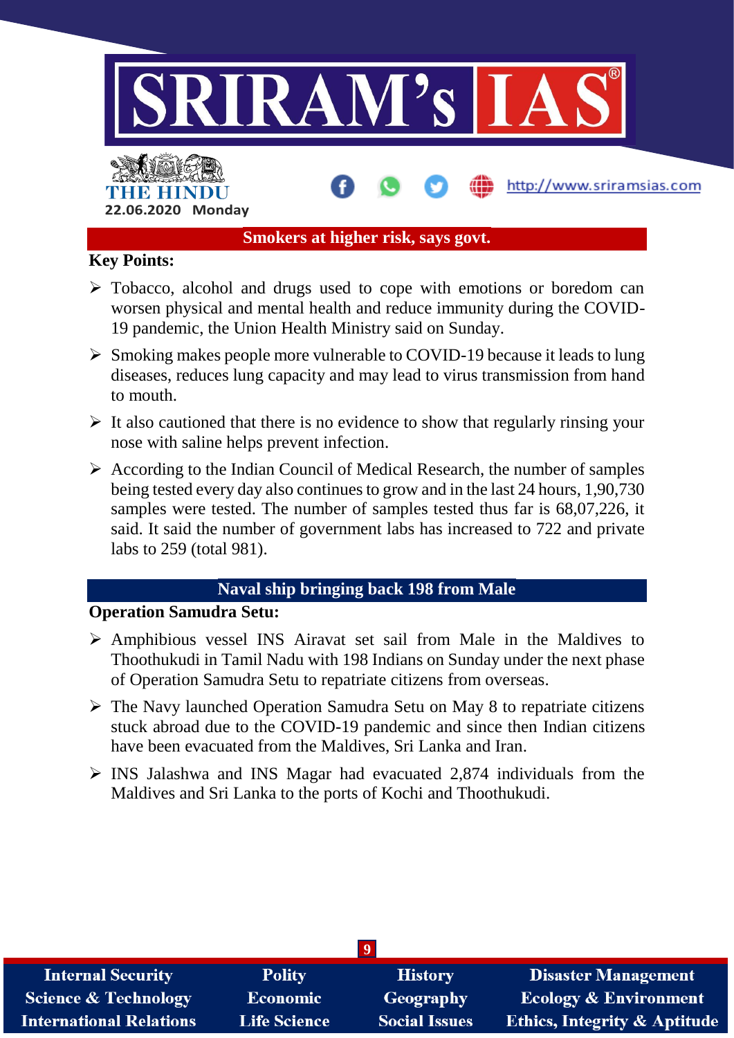## Smokers at higher risk, says govt.

**Key Points:**

- Tobacco, alcohol and drugs used to cope with emotions or boredom can worsen physical and mental health and reduce immunity during the COVID-19 pandemic, the Union Health Ministry said on Sunday.
- Smoking makes people more vulnerable to COVID-19 because it leads to lung diseases, reduces lung capacity and may lead to virus transmission from hand to mouth.
- It also cautioned that there is no evidence to show that regularly rinsing your nose with saline helps prevent infection.
- According to the Indian Council of Medical Research, the number of samples being tested every day also continues to grow and in the last 24 hours, 1,90,730 samples were tested. The number of samples tested thus far is 68,07,226, it said. It said the number of government labs has increased to 722 and private labs to 259 (total 981).

## Naval ship bringing back 198 from Male

**Operation Samudra Setu:**

- Amphibious vessel INS Airavat set sail from Male in the Maldives to Thoothukudi in Tamil Nadu with 198 Indians on Sunday under the next phase of Operation Samudra Setu to repatriate citizens from overseas.
- The Navy launched Operation Samudra Setu on May 8 to repatriate citizens stuck abroad due to the COVID-19 pandemic and since then Indian citizens have been evacuated from the Maldives, Sri Lanka and Iran.
- INS Jalashwa and INS Magar had evacuated 2,874 individuals from the Maldives and Sri Lanka to the ports of Kochi and Thoothukudi.